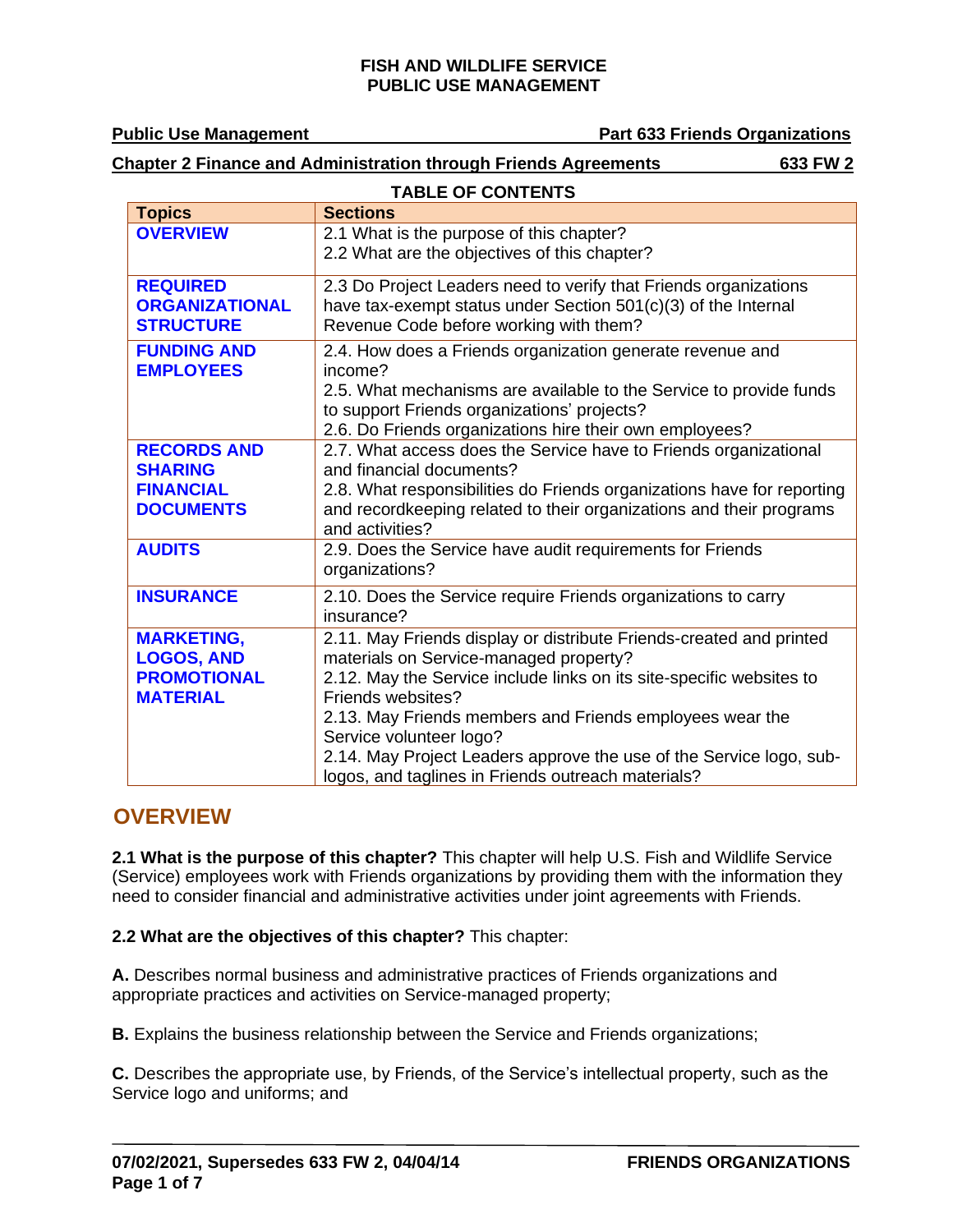# FISH AND WILDLIFE SERVICE
# PUBLIC USE MANAGEMENT

**Public Use Management** **Part 633 Friends Organizations**

**Chapter 2 Finance and Administration through Friends Agreements** **633 FW 2**

**TABLE OF CONTENTS**

| Topics | Sections |
|---|---|
| **OVERVIEW** | 2.1 What is the purpose of this chapter?<br>2.2 What are the objectives of this chapter? |
| **REQUIRED ORGANIZATIONAL STRUCTURE** | 2.3 Do Project Leaders need to verify that Friends organizations have tax-exempt status under Section 501(c)(3) of the Internal Revenue Code before working with them? |
| **FUNDING AND EMPLOYEES** | 2.4. How does a Friends organization generate revenue and income?<br>2.5. What mechanisms are available to the Service to provide funds to support Friends organizations' projects?<br>2.6. Do Friends organizations hire their own employees? |
| **RECORDS AND SHARING FINANCIAL DOCUMENTS** | 2.7. What access does the Service have to Friends organizational and financial documents?<br>2.8. What responsibilities do Friends organizations have for reporting and recordkeeping related to their organizations and their programs and activities? |
| **AUDITS** | 2.9. Does the Service have audit requirements for Friends organizations? |
| **INSURANCE** | 2.10. Does the Service require Friends organizations to carry insurance? |
| **MARKETING, LOGOS, AND PROMOTIONAL MATERIAL** | 2.11. May Friends display or distribute Friends-created and printed materials on Service-managed property?<br>2.12. May the Service include links on its site-specific websites to Friends websites?<br>2.13. May Friends members and Friends employees wear the Service volunteer logo?<br>2.14. May Project Leaders approve the use of the Service logo, sub-logos, and taglines in Friends outreach materials? |

## OVERVIEW

**2.1 What is the purpose of this chapter?** This chapter will help U.S. Fish and Wildlife Service (Service) employees work with Friends organizations by providing them with the information they need to consider financial and administrative activities under joint agreements with Friends.

**2.2 What are the objectives of this chapter?** This chapter:

**A.** Describes normal business and administrative practices of Friends organizations and appropriate practices and activities on Service-managed property;

**B.** Explains the business relationship between the Service and Friends organizations;

**C.** Describes the appropriate use, by Friends, of the Service's intellectual property, such as the Service logo and uniforms; and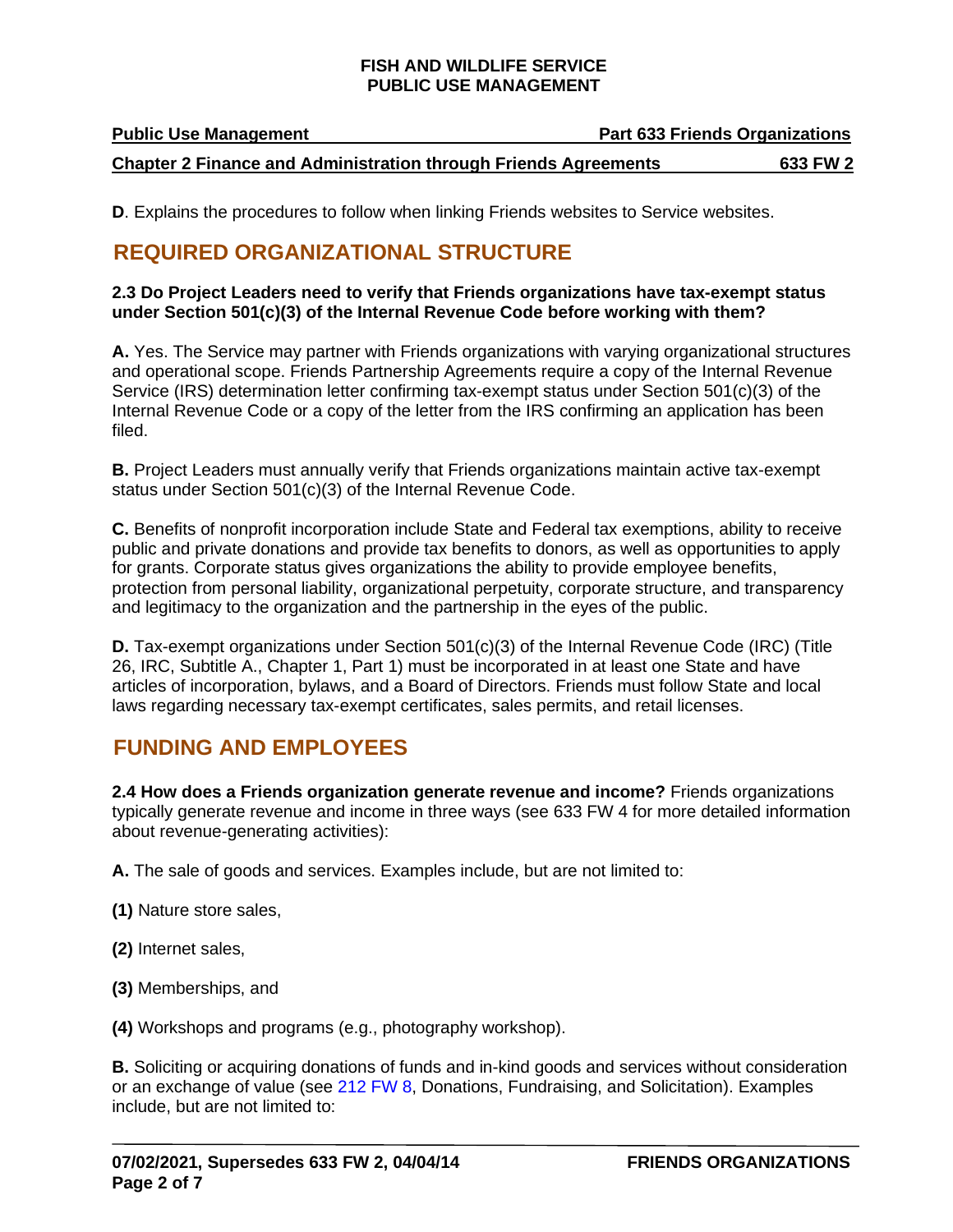**D**. Explains the procedures to follow when linking Friends websites to Service websites.

## REQUIRED ORGANIZATIONAL STRUCTURE

**2.3 Do Project Leaders need to verify that Friends organizations have tax-exempt status under Section 501(c)(3) of the Internal Revenue Code before working with them?**

**A.** Yes. The Service may partner with Friends organizations with varying organizational structures and operational scope. Friends Partnership Agreements require a copy of the Internal Revenue Service (IRS) determination letter confirming tax-exempt status under Section 501(c)(3) of the Internal Revenue Code or a copy of the letter from the IRS confirming an application has been filed.

**B.** Project Leaders must annually verify that Friends organizations maintain active tax-exempt status under Section 501(c)(3) of the Internal Revenue Code.

**C.** Benefits of nonprofit incorporation include State and Federal tax exemptions, ability to receive public and private donations and provide tax benefits to donors, as well as opportunities to apply for grants. Corporate status gives organizations the ability to provide employee benefits, protection from personal liability, organizational perpetuity, corporate structure, and transparency and legitimacy to the organization and the partnership in the eyes of the public.

**D.** Tax-exempt organizations under Section 501(c)(3) of the Internal Revenue Code (IRC) (Title 26, IRC, Subtitle A., Chapter 1, Part 1) must be incorporated in at least one State and have articles of incorporation, bylaws, and a Board of Directors. Friends must follow State and local laws regarding necessary tax-exempt certificates, sales permits, and retail licenses.

## FUNDING AND EMPLOYEES

**2.4 How does a Friends organization generate revenue and income?** Friends organizations typically generate revenue and income in three ways (see 633 FW 4 for more detailed information about revenue-generating activities):

**A.** The sale of goods and services. Examples include, but are not limited to:

**(1)** Nature store sales,

**(2)** Internet sales,

**(3)** Memberships, and

**(4)** Workshops and programs (e.g., photography workshop).

**B.** Soliciting or acquiring donations of funds and in-kind goods and services without consideration or an exchange of value (see 212 FW 8, Donations, Fundraising, and Solicitation). Examples include, but are not limited to: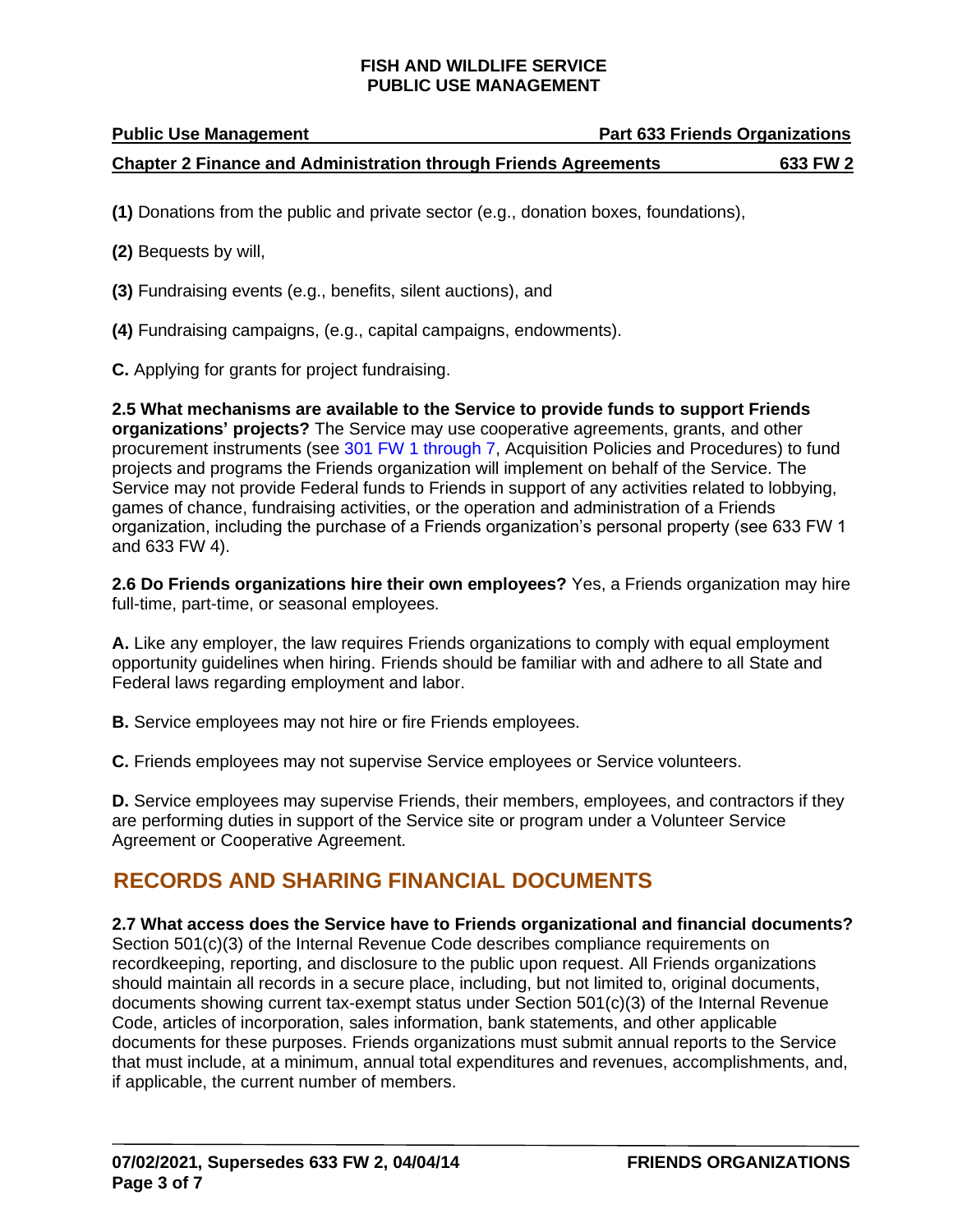**(1)** Donations from the public and private sector (e.g., donation boxes, foundations),

**(2)** Bequests by will,

**(3)** Fundraising events (e.g., benefits, silent auctions), and

**(4)** Fundraising campaigns, (e.g., capital campaigns, endowments).

**C.** Applying for grants for project fundraising.

**2.5 What mechanisms are available to the Service to provide funds to support Friends organizations' projects?** The Service may use cooperative agreements, grants, and other procurement instruments (see 301 FW 1 through 7, Acquisition Policies and Procedures) to fund projects and programs the Friends organization will implement on behalf of the Service. The Service may not provide Federal funds to Friends in support of any activities related to lobbying, games of chance, fundraising activities, or the operation and administration of a Friends organization, including the purchase of a Friends organization's personal property (see 633 FW 1 and 633 FW 4).

**2.6 Do Friends organizations hire their own employees?** Yes, a Friends organization may hire full-time, part-time, or seasonal employees.

**A.** Like any employer, the law requires Friends organizations to comply with equal employment opportunity guidelines when hiring. Friends should be familiar with and adhere to all State and Federal laws regarding employment and labor.

**B.** Service employees may not hire or fire Friends employees.

**C.** Friends employees may not supervise Service employees or Service volunteers.

**D.** Service employees may supervise Friends, their members, employees, and contractors if they are performing duties in support of the Service site or program under a Volunteer Service Agreement or Cooperative Agreement.

## RECORDS AND SHARING FINANCIAL DOCUMENTS

**2.7 What access does the Service have to Friends organizational and financial documents?** Section 501(c)(3) of the Internal Revenue Code describes compliance requirements on recordkeeping, reporting, and disclosure to the public upon request. All Friends organizations should maintain all records in a secure place, including, but not limited to, original documents, documents showing current tax-exempt status under Section 501(c)(3) of the Internal Revenue Code, articles of incorporation, sales information, bank statements, and other applicable documents for these purposes. Friends organizations must submit annual reports to the Service that must include, at a minimum, annual total expenditures and revenues, accomplishments, and, if applicable, the current number of members.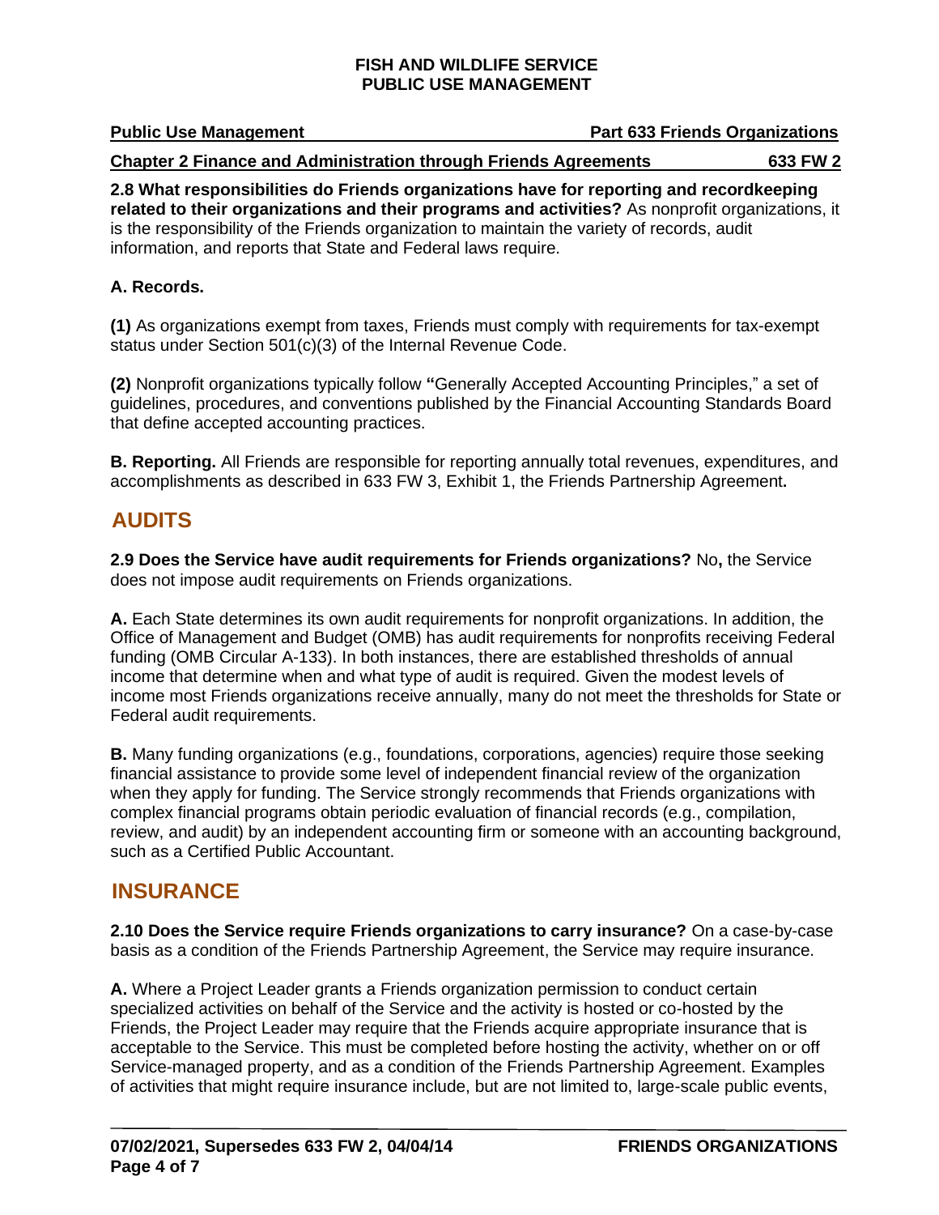**2.8 What responsibilities do Friends organizations have for reporting and recordkeeping related to their organizations and their programs and activities?** As nonprofit organizations, it is the responsibility of the Friends organization to maintain the variety of records, audit information, and reports that State and Federal laws require.

**A. Records.**

**(1)** As organizations exempt from taxes, Friends must comply with requirements for tax-exempt status under Section 501(c)(3) of the Internal Revenue Code.

**(2)** Nonprofit organizations typically follow "Generally Accepted Accounting Principles," a set of guidelines, procedures, and conventions published by the Financial Accounting Standards Board that define accepted accounting practices.

**B. Reporting.** All Friends are responsible for reporting annually total revenues, expenditures, and accomplishments as described in 633 FW 3, Exhibit 1, the Friends Partnership Agreement**.**

## AUDITS

**2.9 Does the Service have audit requirements for Friends organizations?** No**,** the Service does not impose audit requirements on Friends organizations.

**A.** Each State determines its own audit requirements for nonprofit organizations. In addition, the Office of Management and Budget (OMB) has audit requirements for nonprofits receiving Federal funding (OMB Circular A-133). In both instances, there are established thresholds of annual income that determine when and what type of audit is required. Given the modest levels of income most Friends organizations receive annually, many do not meet the thresholds for State or Federal audit requirements.

**B.** Many funding organizations (e.g., foundations, corporations, agencies) require those seeking financial assistance to provide some level of independent financial review of the organization when they apply for funding. The Service strongly recommends that Friends organizations with complex financial programs obtain periodic evaluation of financial records (e.g., compilation, review, and audit) by an independent accounting firm or someone with an accounting background, such as a Certified Public Accountant.

## INSURANCE

**2.10 Does the Service require Friends organizations to carry insurance?** On a case-by-case basis as a condition of the Friends Partnership Agreement, the Service may require insurance.

**A.** Where a Project Leader grants a Friends organization permission to conduct certain specialized activities on behalf of the Service and the activity is hosted or co-hosted by the Friends, the Project Leader may require that the Friends acquire appropriate insurance that is acceptable to the Service. This must be completed before hosting the activity, whether on or off Service-managed property, and as a condition of the Friends Partnership Agreement. Examples of activities that might require insurance include, but are not limited to, large-scale public events,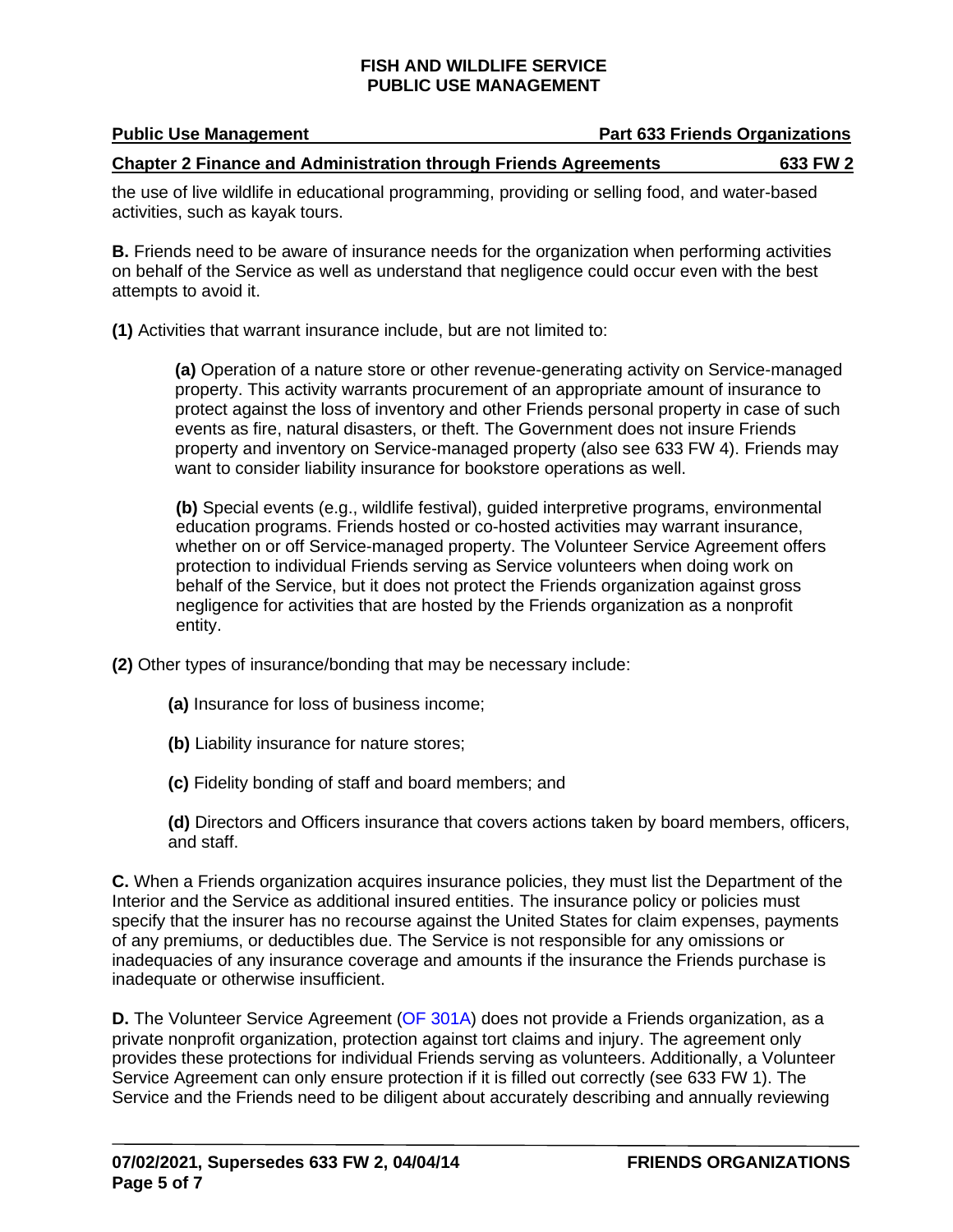the use of live wildlife in educational programming, providing or selling food, and water-based activities, such as kayak tours.

**B.** Friends need to be aware of insurance needs for the organization when performing activities on behalf of the Service as well as understand that negligence could occur even with the best attempts to avoid it.

**(1)** Activities that warrant insurance include, but are not limited to:

**(a)** Operation of a nature store or other revenue-generating activity on Service-managed property. This activity warrants procurement of an appropriate amount of insurance to protect against the loss of inventory and other Friends personal property in case of such events as fire, natural disasters, or theft. The Government does not insure Friends property and inventory on Service-managed property (also see 633 FW 4). Friends may want to consider liability insurance for bookstore operations as well.

**(b)** Special events (e.g., wildlife festival), guided interpretive programs, environmental education programs. Friends hosted or co-hosted activities may warrant insurance, whether on or off Service-managed property. The Volunteer Service Agreement offers protection to individual Friends serving as Service volunteers when doing work on behalf of the Service, but it does not protect the Friends organization against gross negligence for activities that are hosted by the Friends organization as a nonprofit entity.

**(2)** Other types of insurance/bonding that may be necessary include:

**(a)** Insurance for loss of business income;

**(b)** Liability insurance for nature stores;

**(c)** Fidelity bonding of staff and board members; and

**(d)** Directors and Officers insurance that covers actions taken by board members, officers, and staff.

**C.** When a Friends organization acquires insurance policies, they must list the Department of the Interior and the Service as additional insured entities. The insurance policy or policies must specify that the insurer has no recourse against the United States for claim expenses, payments of any premiums, or deductibles due. The Service is not responsible for any omissions or inadequacies of any insurance coverage and amounts if the insurance the Friends purchase is inadequate or otherwise insufficient.

**D.** The Volunteer Service Agreement (OF 301A) does not provide a Friends organization, as a private nonprofit organization, protection against tort claims and injury. The agreement only provides these protections for individual Friends serving as volunteers. Additionally, a Volunteer Service Agreement can only ensure protection if it is filled out correctly (see 633 FW 1). The Service and the Friends need to be diligent about accurately describing and annually reviewing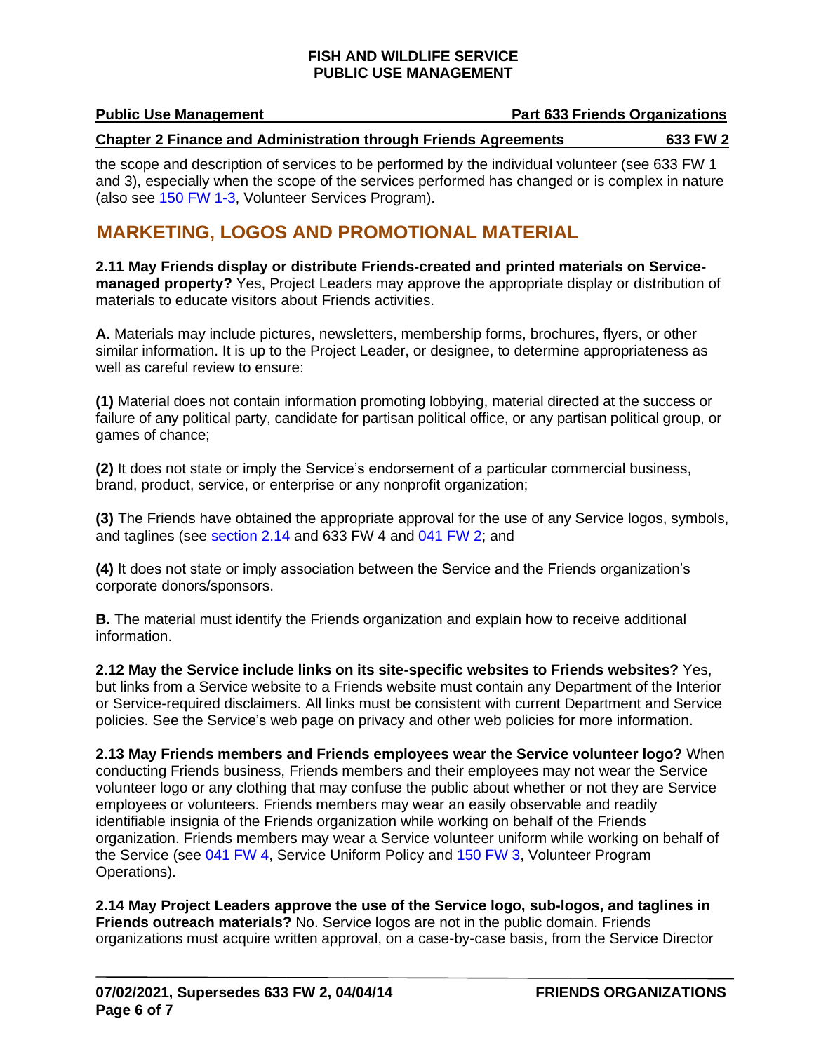the scope and description of services to be performed by the individual volunteer (see 633 FW 1 and 3), especially when the scope of the services performed has changed or is complex in nature (also see 150 FW 1-3, Volunteer Services Program).

## MARKETING, LOGOS AND PROMOTIONAL MATERIAL

**2.11 May Friends display or distribute Friends-created and printed materials on Service-managed property?** Yes, Project Leaders may approve the appropriate display or distribution of materials to educate visitors about Friends activities.

**A.** Materials may include pictures, newsletters, membership forms, brochures, flyers, or other similar information. It is up to the Project Leader, or designee, to determine appropriateness as well as careful review to ensure:

**(1)** Material does not contain information promoting lobbying, material directed at the success or failure of any political party, candidate for partisan political office, or any partisan political group, or games of chance;

**(2)** It does not state or imply the Service's endorsement of a particular commercial business, brand, product, service, or enterprise or any nonprofit organization;

**(3)** The Friends have obtained the appropriate approval for the use of any Service logos, symbols, and taglines (see section 2.14 and 633 FW 4 and 041 FW 2; and

**(4)** It does not state or imply association between the Service and the Friends organization's corporate donors/sponsors.

**B.** The material must identify the Friends organization and explain how to receive additional information.

**2.12 May the Service include links on its site-specific websites to Friends websites?** Yes, but links from a Service website to a Friends website must contain any Department of the Interior or Service-required disclaimers. All links must be consistent with current Department and Service policies. See the Service's web page on privacy and other web policies for more information.

**2.13 May Friends members and Friends employees wear the Service volunteer logo?** When conducting Friends business, Friends members and their employees may not wear the Service volunteer logo or any clothing that may confuse the public about whether or not they are Service employees or volunteers. Friends members may wear an easily observable and readily identifiable insignia of the Friends organization while working on behalf of the Friends organization. Friends members may wear a Service volunteer uniform while working on behalf of the Service (see 041 FW 4, Service Uniform Policy and 150 FW 3, Volunteer Program Operations).

**2.14 May Project Leaders approve the use of the Service logo, sub-logos, and taglines in Friends outreach materials?** No. Service logos are not in the public domain. Friends organizations must acquire written approval, on a case-by-case basis, from the Service Director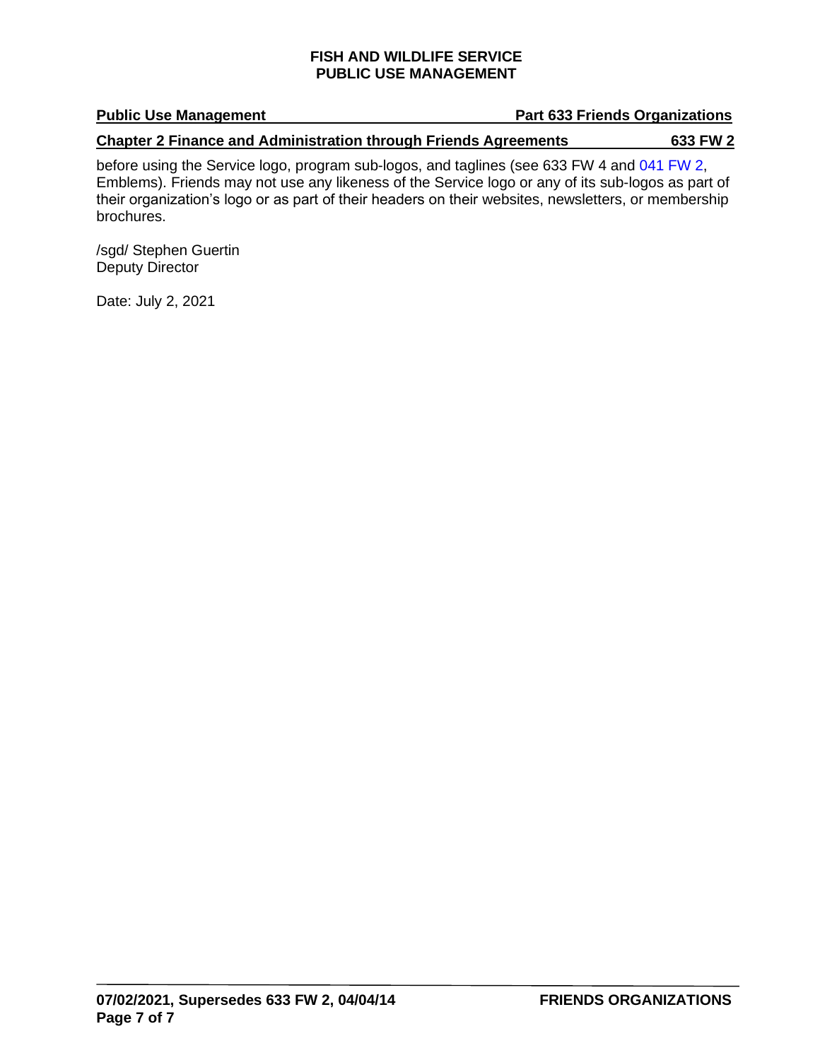before using the Service logo, program sub-logos, and taglines (see 633 FW 4 and 041 FW 2, Emblems). Friends may not use any likeness of the Service logo or any of its sub-logos as part of their organization's logo or as part of their headers on their websites, newsletters, or membership brochures.

/sgd/ Stephen Guertin
Deputy Director

Date: July 2, 2021